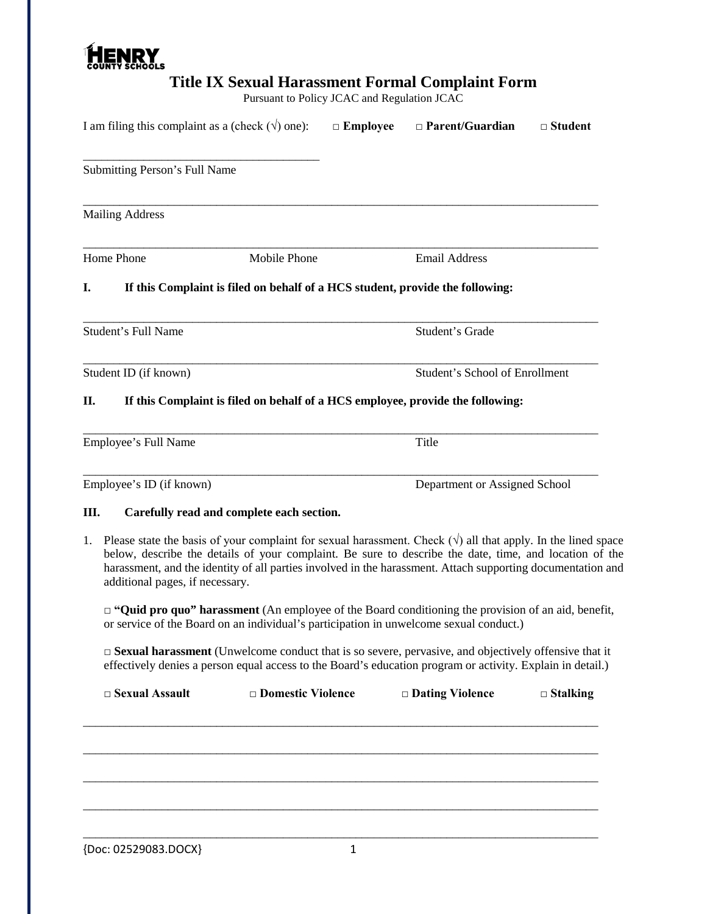HENRY COUNTY SCHOOLS

# Title IX Sexual Harassment Formal Complaint Form

Pursuant to Policy JCAC and Regulation JCAC

I am filing this complaint as a (check (√) one): □ **Employee** □ **Parent/Guardian** □ **Student**

\_\_\_\_\_\_\_\_\_\_\_\_\_\_\_\_\_\_\_\_\_\_\_\_\_\_\_\_\_\_\_\_\_\_\_\_\_\_\_
Submitting Person's Full Name

\_\_\_\_\_\_\_\_\_\_\_\_\_\_\_\_\_\_\_\_\_\_\_\_\_\_\_\_\_\_\_\_\_\_\_\_\_\_\_\_\_\_\_\_\_\_\_\_\_\_\_\_\_\_\_\_\_\_\_\_\_\_\_\_\_\_\_\_\_\_\_\_\_\_\_\_\_\_\_\_\_\_
Mailing Address

\_\_\_\_\_\_\_\_\_\_\_\_\_\_\_\_\_\_\_\_\_\_\_\_\_\_\_\_\_\_\_\_\_\_\_\_\_\_\_\_\_\_\_\_\_\_\_\_\_\_\_\_\_\_\_\_\_\_\_\_\_\_\_\_\_\_\_\_\_\_\_\_\_\_\_\_\_\_\_\_\_\_
Home Phone | Mobile Phone | Email Address

**I. If this Complaint is filed on behalf of a HCS student, provide the following:**

\_\_\_\_\_\_\_\_\_\_\_\_\_\_\_\_\_\_\_\_\_\_\_\_\_\_\_\_\_\_\_\_\_\_\_\_\_\_\_\_\_\_\_\_\_\_\_\_\_\_\_\_\_\_\_\_\_\_\_\_\_\_\_\_\_\_\_\_\_\_\_\_\_\_\_\_\_\_\_\_\_\_
Student's Full Name | Student's Grade

\_\_\_\_\_\_\_\_\_\_\_\_\_\_\_\_\_\_\_\_\_\_\_\_\_\_\_\_\_\_\_\_\_\_\_\_\_\_\_\_\_\_\_\_\_\_\_\_\_\_\_\_\_\_\_\_\_\_\_\_\_\_\_\_\_\_\_\_\_\_\_\_\_\_\_\_\_\_\_\_\_\_
Student ID (if known) | Student's School of Enrollment

**II. If this Complaint is filed on behalf of a HCS employee, provide the following:**

\_\_\_\_\_\_\_\_\_\_\_\_\_\_\_\_\_\_\_\_\_\_\_\_\_\_\_\_\_\_\_\_\_\_\_\_\_\_\_\_\_\_\_\_\_\_\_\_\_\_\_\_\_\_\_\_\_\_\_\_\_\_\_\_\_\_\_\_\_\_\_\_\_\_\_\_\_\_\_\_\_\_
Employee's Full Name | Title

\_\_\_\_\_\_\_\_\_\_\_\_\_\_\_\_\_\_\_\_\_\_\_\_\_\_\_\_\_\_\_\_\_\_\_\_\_\_\_\_\_\_\_\_\_\_\_\_\_\_\_\_\_\_\_\_\_\_\_\_\_\_\_\_\_\_\_\_\_\_\_\_\_\_\_\_\_\_\_\_\_\_
Employee's ID (if known) | Department or Assigned School

**III. Carefully read and complete each section.**

1. Please state the basis of your complaint for sexual harassment. Check (√) all that apply. In the lined space below, describe the details of your complaint. Be sure to describe the date, time, and location of the harassment, and the identity of all parties involved in the harassment. Attach supporting documentation and additional pages, if necessary.

   □ **"Quid pro quo" harassment** (An employee of the Board conditioning the provision of an aid, benefit, or service of the Board on an individual's participation in unwelcome sexual conduct.)

   □ **Sexual harassment** (Unwelcome conduct that is so severe, pervasive, and objectively offensive that it effectively denies a person equal access to the Board's education program or activity. Explain in detail.)

   □ **Sexual Assault** □ **Domestic Violence** □ **Dating Violence** □ **Stalking**

\_\_\_\_\_\_\_\_\_\_\_\_\_\_\_\_\_\_\_\_\_\_\_\_\_\_\_\_\_\_\_\_\_\_\_\_\_\_\_\_\_\_\_\_\_\_\_\_\_\_\_\_\_\_\_\_\_\_\_\_\_\_\_\_\_\_\_\_\_\_\_\_\_\_\_\_\_\_\_\_\_\_

\_\_\_\_\_\_\_\_\_\_\_\_\_\_\_\_\_\_\_\_\_\_\_\_\_\_\_\_\_\_\_\_\_\_\_\_\_\_\_\_\_\_\_\_\_\_\_\_\_\_\_\_\_\_\_\_\_\_\_\_\_\_\_\_\_\_\_\_\_\_\_\_\_\_\_\_\_\_\_\_\_\_

\_\_\_\_\_\_\_\_\_\_\_\_\_\_\_\_\_\_\_\_\_\_\_\_\_\_\_\_\_\_\_\_\_\_\_\_\_\_\_\_\_\_\_\_\_\_\_\_\_\_\_\_\_\_\_\_\_\_\_\_\_\_\_\_\_\_\_\_\_\_\_\_\_\_\_\_\_\_\_\_\_\_

\_\_\_\_\_\_\_\_\_\_\_\_\_\_\_\_\_\_\_\_\_\_\_\_\_\_\_\_\_\_\_\_\_\_\_\_\_\_\_\_\_\_\_\_\_\_\_\_\_\_\_\_\_\_\_\_\_\_\_\_\_\_\_\_\_\_\_\_\_\_\_\_\_\_\_\_\_\_\_\_\_\_

\_\_\_\_\_\_\_\_\_\_\_\_\_\_\_\_\_\_\_\_\_\_\_\_\_\_\_\_\_\_\_\_\_\_\_\_\_\_\_\_\_\_\_\_\_\_\_\_\_\_\_\_\_\_\_\_\_\_\_\_\_\_\_\_\_\_\_\_\_\_\_\_\_\_\_\_\_\_\_\_\_\_

{Doc: 02529083.DOCX}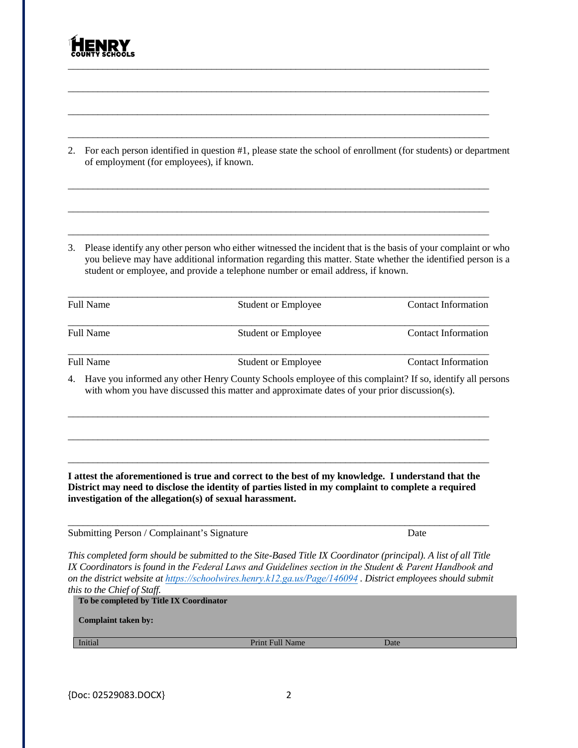HENRY COUNTY SCHOOLS

______________________________________________________________________________

______________________________________________________________________________

______________________________________________________________________________

______________________________________________________________________________

2. For each person identified in question #1, please state the school of enrollment (for students) or department of employment (for employees), if known.

______________________________________________________________________________

______________________________________________________________________________

______________________________________________________________________________

3. Please identify any other person who either witnessed the incident that is the basis of your complaint or who you believe may have additional information regarding this matter. State whether the identified person is a student or employee, and provide a telephone number or email address, if known.

| Full Name | Student or Employee | Contact Information |
|---|---|---|
| Full Name | Student or Employee | Contact Information |
| Full Name | Student or Employee | Contact Information |

4. Have you informed any other Henry County Schools employee of this complaint? If so, identify all persons with whom you have discussed this matter and approximate dates of your prior discussion(s).

______________________________________________________________________________

______________________________________________________________________________

______________________________________________________________________________

**I attest the aforementioned is true and correct to the best of my knowledge. I understand that the District may need to disclose the identity of parties listed in my complaint to complete a required investigation of the allegation(s) of sexual harassment.**

______________________________________________________________________________

Submitting Person / Complainant's Signature    Date

*This completed form should be submitted to the Site-Based Title IX Coordinator (principal). A list of all Title IX Coordinators is found in the Federal Laws and Guidelines section in the Student & Parent Handbook and on the district website at https://schoolwires.henry.k12.ga.us/Page/146094 . District employees should submit this to the Chief of Staff.*

**To be completed by Title IX Coordinator**

**Complaint taken by:**

| Initial | Print Full Name | Date |
|---|---|---|

{Doc: 02529083.DOCX}